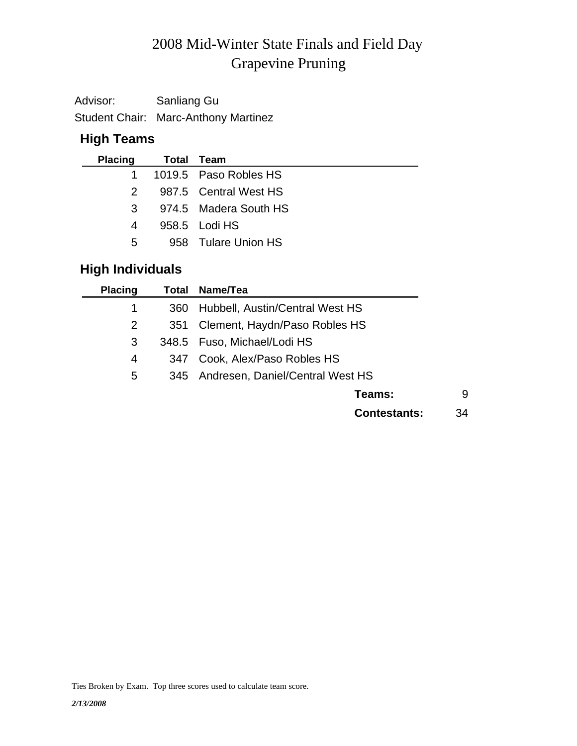# 2008 Mid-Winter State Finals and Field Day
# Grapevine Pruning

Advisor: Sanliang Gu

Student Chair: Marc-Anthony Martinez

### High Teams

| Placing | Total | Team |
|---|---|---|
| 1 | 1019.5 | Paso Robles HS |
| 2 | 987.5 | Central West HS |
| 3 | 974.5 | Madera South HS |
| 4 | 958.5 | Lodi HS |
| 5 | 958 | Tulare Union HS |

### High Individuals

| Placing | Total | Name/Tea |
|---|---|---|
| 1 | 360 | Hubbell, Austin/Central West HS |
| 2 | 351 | Clement, Haydn/Paso Robles HS |
| 3 | 348.5 | Fuso, Michael/Lodi HS |
| 4 | 347 | Cook, Alex/Paso Robles HS |
| 5 | 345 | Andresen, Daniel/Central West HS |

**Teams:** 9

**Contestants:** 34

Ties Broken by Exam. Top three scores used to calculate team score.

***2/13/2008***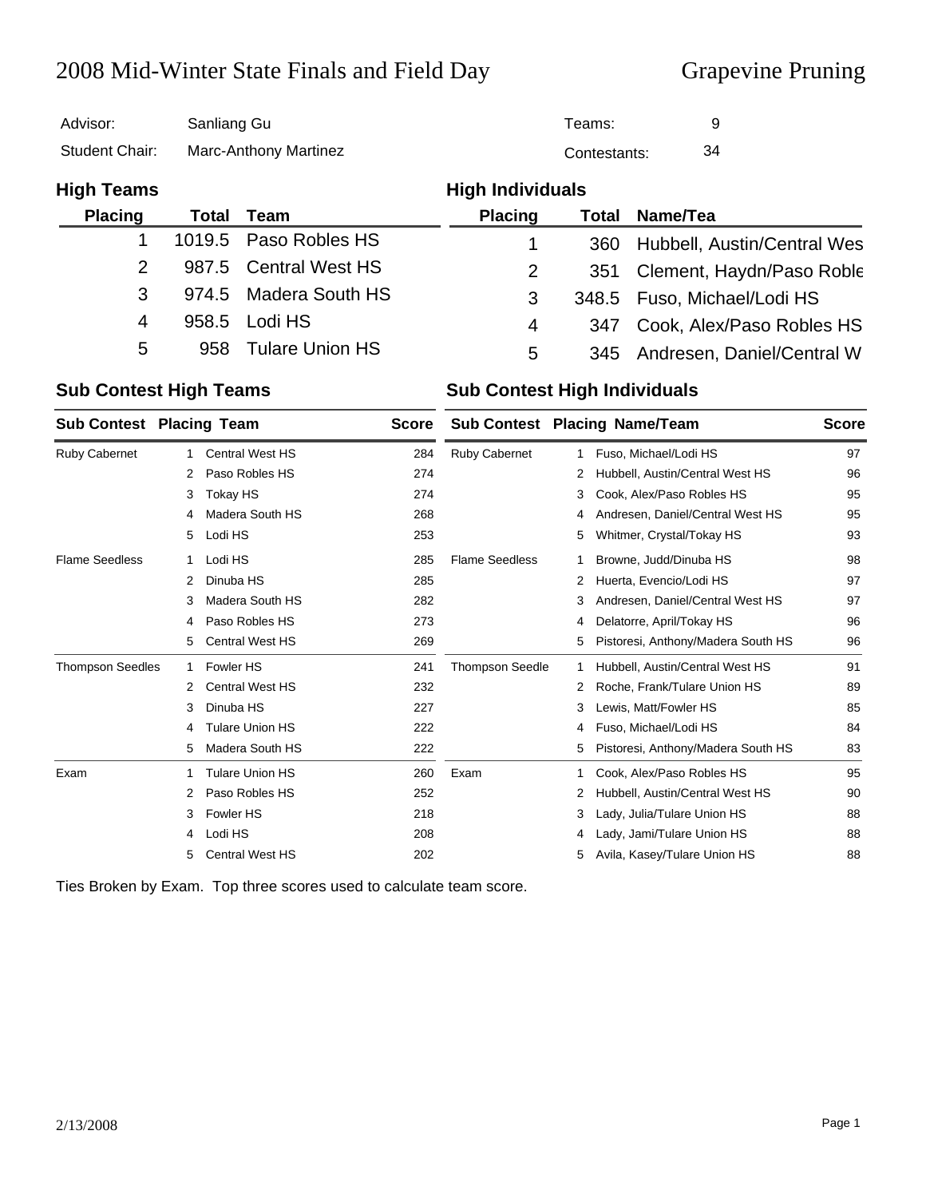# 2008 Mid-Winter State Finals and Field Day — Grapevine Pruning

| | | | |
|---|---|---|---|
| Advisor: | Sanliang Gu | Teams: | 9 |
| Student Chair: | Marc-Anthony Martinez | Contestants: | 34 |

## High Teams

| Placing | Total | Team |
|---|---|---|
| 1 | 1019.5 | Paso Robles HS |
| 2 | 987.5 | Central West HS |
| 3 | 974.5 | Madera South HS |
| 4 | 958.5 | Lodi HS |
| 5 | 958 | Tulare Union HS |

## High Individuals

| Placing | Total | Name/Tea |
|---|---|---|
| 1 | 360 | Hubbell, Austin/Central Wes |
| 2 | 351 | Clement, Haydn/Paso Roble |
| 3 | 348.5 | Fuso, Michael/Lodi HS |
| 4 | 347 | Cook, Alex/Paso Robles HS |
| 5 | 345 | Andresen, Daniel/Central W |

## Sub Contest High Teams

| Sub Contest | Placing | Team | Score |
|---|---|---|---|
| Ruby Cabernet | 1 | Central West HS | 284 |
| | 2 | Paso Robles HS | 274 |
| | 3 | Tokay HS | 274 |
| | 4 | Madera South HS | 268 |
| | 5 | Lodi HS | 253 |
| Flame Seedless | 1 | Lodi HS | 285 |
| | 2 | Dinuba HS | 285 |
| | 3 | Madera South HS | 282 |
| | 4 | Paso Robles HS | 273 |
| | 5 | Central West HS | 269 |
| Thompson Seedles | 1 | Fowler HS | 241 |
| | 2 | Central West HS | 232 |
| | 3 | Dinuba HS | 227 |
| | 4 | Tulare Union HS | 222 |
| | 5 | Madera South HS | 222 |
| Exam | 1 | Tulare Union HS | 260 |
| | 2 | Paso Robles HS | 252 |
| | 3 | Fowler HS | 218 |
| | 4 | Lodi HS | 208 |
| | 5 | Central West HS | 202 |

## Sub Contest High Individuals

| Sub Contest | Placing | Name/Team | Score |
|---|---|---|---|
| Ruby Cabernet | 1 | Fuso, Michael/Lodi HS | 97 |
| | 2 | Hubbell, Austin/Central West HS | 96 |
| | 3 | Cook, Alex/Paso Robles HS | 95 |
| | 4 | Andresen, Daniel/Central West HS | 95 |
| | 5 | Whitmer, Crystal/Tokay HS | 93 |
| Flame Seedless | 1 | Browne, Judd/Dinuba HS | 98 |
| | 2 | Huerta, Evencio/Lodi HS | 97 |
| | 3 | Andresen, Daniel/Central West HS | 97 |
| | 4 | Delatorre, April/Tokay HS | 96 |
| | 5 | Pistoresi, Anthony/Madera South HS | 96 |
| Thompson Seedle | 1 | Hubbell, Austin/Central West HS | 91 |
| | 2 | Roche, Frank/Tulare Union HS | 89 |
| | 3 | Lewis, Matt/Fowler HS | 85 |
| | 4 | Fuso, Michael/Lodi HS | 84 |
| | 5 | Pistoresi, Anthony/Madera South HS | 83 |
| Exam | 1 | Cook, Alex/Paso Robles HS | 95 |
| | 2 | Hubbell, Austin/Central West HS | 90 |
| | 3 | Lady, Julia/Tulare Union HS | 88 |
| | 4 | Lady, Jami/Tulare Union HS | 88 |
| | 5 | Avila, Kasey/Tulare Union HS | 88 |

Ties Broken by Exam. Top three scores used to calculate team score.

2/13/2008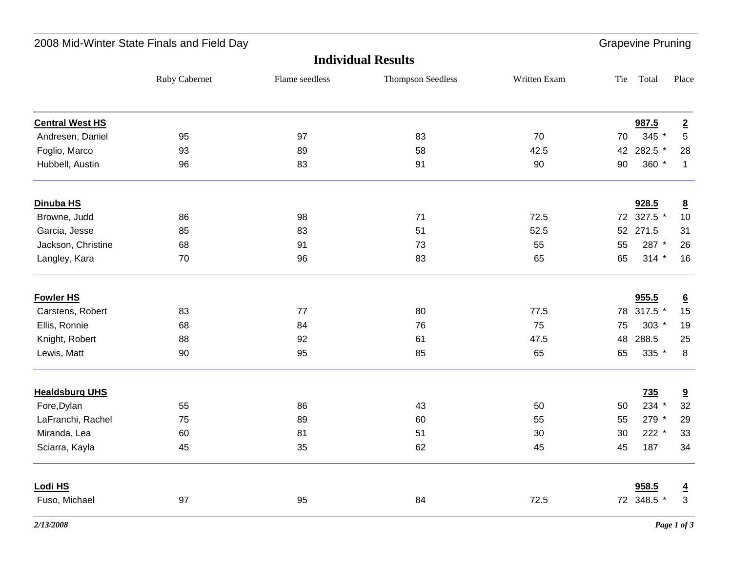## 2008 Mid-Winter State Finals and Field Day — Grapevine Pruning

# Individual Results

| | Ruby Cabernet | Flame seedless | Thompson Seedless | Written Exam | Tie | Total | Place |
|---|---|---|---|---|---|---|---|
| **Central West HS** | | | | | | **987.5** | **2** |
| Andresen, Daniel | 95 | 97 | 83 | 70 | 70 | 345 * | 5 |
| Foglio, Marco | 93 | 89 | 58 | 42.5 | 42 | 282.5 * | 28 |
| Hubbell, Austin | 96 | 83 | 91 | 90 | 90 | 360 * | 1 |
| **Dinuba HS** | | | | | | **928.5** | **8** |
| Browne, Judd | 86 | 98 | 71 | 72.5 | 72 | 327.5 * | 10 |
| Garcia, Jesse | 85 | 83 | 51 | 52.5 | 52 | 271.5 | 31 |
| Jackson, Christine | 68 | 91 | 73 | 55 | 55 | 287 * | 26 |
| Langley, Kara | 70 | 96 | 83 | 65 | 65 | 314 * | 16 |
| **Fowler HS** | | | | | | **955.5** | **6** |
| Carstens, Robert | 83 | 77 | 80 | 77.5 | 78 | 317.5 * | 15 |
| Ellis, Ronnie | 68 | 84 | 76 | 75 | 75 | 303 * | 19 |
| Knight, Robert | 88 | 92 | 61 | 47.5 | 48 | 288.5 | 25 |
| Lewis, Matt | 90 | 95 | 85 | 65 | 65 | 335 * | 8 |
| **Healdsburg UHS** | | | | | | **735** | **9** |
| Fore,Dylan | 55 | 86 | 43 | 50 | 50 | 234 * | 32 |
| LaFranchi, Rachel | 75 | 89 | 60 | 55 | 55 | 279 * | 29 |
| Miranda, Lea | 60 | 81 | 51 | 30 | 30 | 222 * | 33 |
| Sciarra, Kayla | 45 | 35 | 62 | 45 | 45 | 187 | 34 |
| **Lodi HS** | | | | | | **958.5** | **4** |
| Fuso, Michael | 97 | 95 | 84 | 72.5 | 72 | 348.5 * | 3 |

*2/13/2008*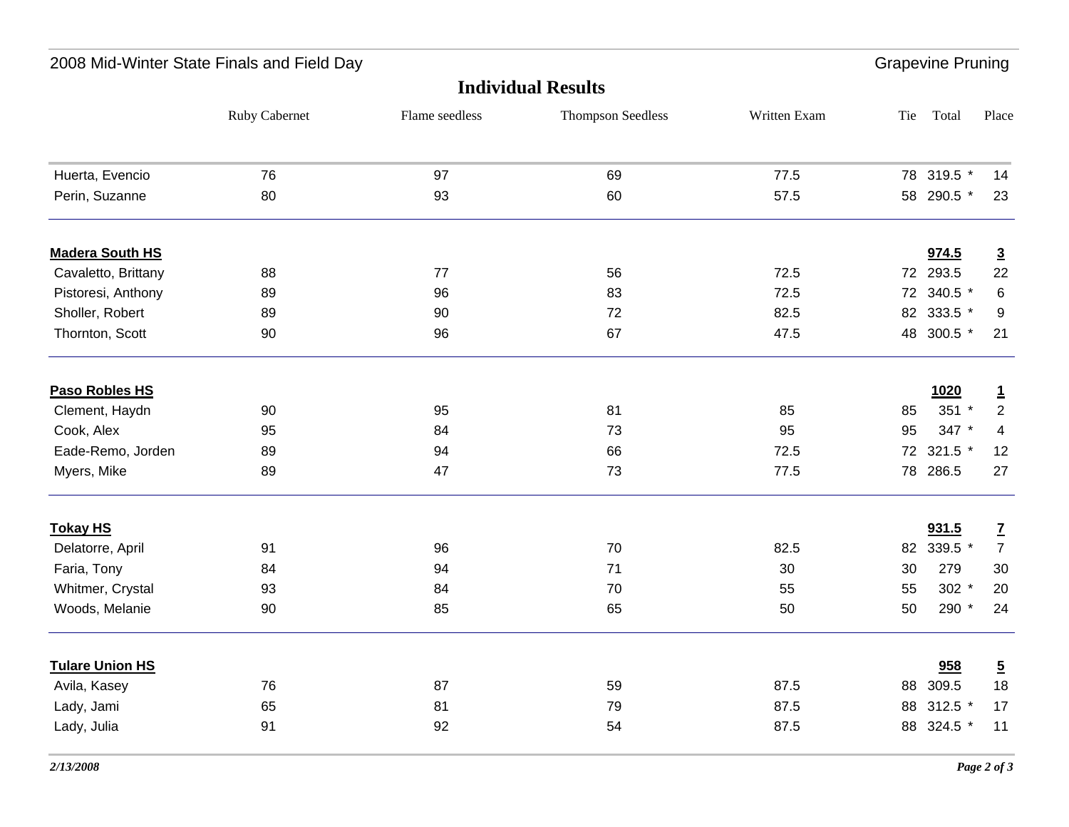## Individual Results

| | Ruby Cabernet | Flame seedless | Thompson Seedless | Written Exam | Tie | Total | Place |
|---|---|---|---|---|---|---|---|
| Huerta, Evencio | 76 | 97 | 69 | 77.5 | 78 | 319.5 * | 14 |
| Perin, Suzanne | 80 | 93 | 60 | 57.5 | 58 | 290.5 * | 23 |
| **Madera South HS** | | | | | | **974.5** | **3** |
| Cavaletto, Brittany | 88 | 77 | 56 | 72.5 | 72 | 293.5 | 22 |
| Pistoresi, Anthony | 89 | 96 | 83 | 72.5 | 72 | 340.5 * | 6 |
| Sholler, Robert | 89 | 90 | 72 | 82.5 | 82 | 333.5 * | 9 |
| Thornton, Scott | 90 | 96 | 67 | 47.5 | 48 | 300.5 * | 21 |
| **Paso Robles HS** | | | | | | **1020** | **1** |
| Clement, Haydn | 90 | 95 | 81 | 85 | 85 | 351 * | 2 |
| Cook, Alex | 95 | 84 | 73 | 95 | 95 | 347 * | 4 |
| Eade-Remo, Jorden | 89 | 94 | 66 | 72.5 | 72 | 321.5 * | 12 |
| Myers, Mike | 89 | 47 | 73 | 77.5 | 78 | 286.5 | 27 |
| **Tokay HS** | | | | | | **931.5** | **7** |
| Delatorre, April | 91 | 96 | 70 | 82.5 | 82 | 339.5 * | 7 |
| Faria, Tony | 84 | 94 | 71 | 30 | 30 | 279 | 30 |
| Whitmer, Crystal | 93 | 84 | 70 | 55 | 55 | 302 * | 20 |
| Woods, Melanie | 90 | 85 | 65 | 50 | 50 | 290 * | 24 |
| **Tulare Union HS** | | | | | | **958** | **5** |
| Avila, Kasey | 76 | 87 | 59 | 87.5 | 88 | 309.5 | 18 |
| Lady, Jami | 65 | 81 | 79 | 87.5 | 88 | 312.5 * | 17 |
| Lady, Julia | 91 | 92 | 54 | 87.5 | 88 | 324.5 * | 11 |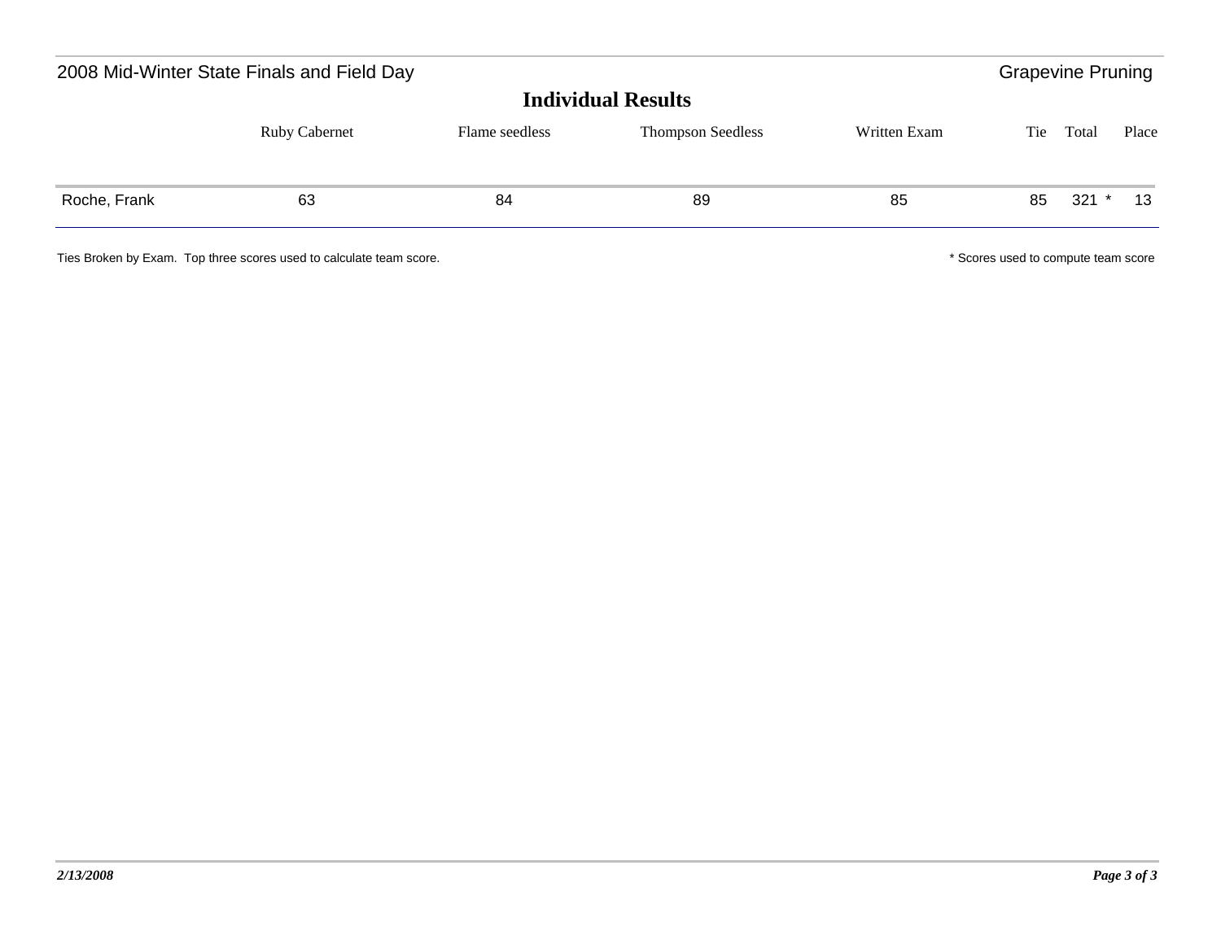2008 Mid-Winter State Finals and Field Day

Grapevine Pruning

## Individual Results

| | Ruby Cabernet | Flame seedless | Thompson Seedless | Written Exam | Tie | Total | Place |
|---|---|---|---|---|---|---|---|
| Roche, Frank | 63 | 84 | 89 | 85 | 85 | 321 * | 13 |

Ties Broken by Exam. Top three scores used to calculate team score.

* Scores used to compute team score

*2/13/2008*